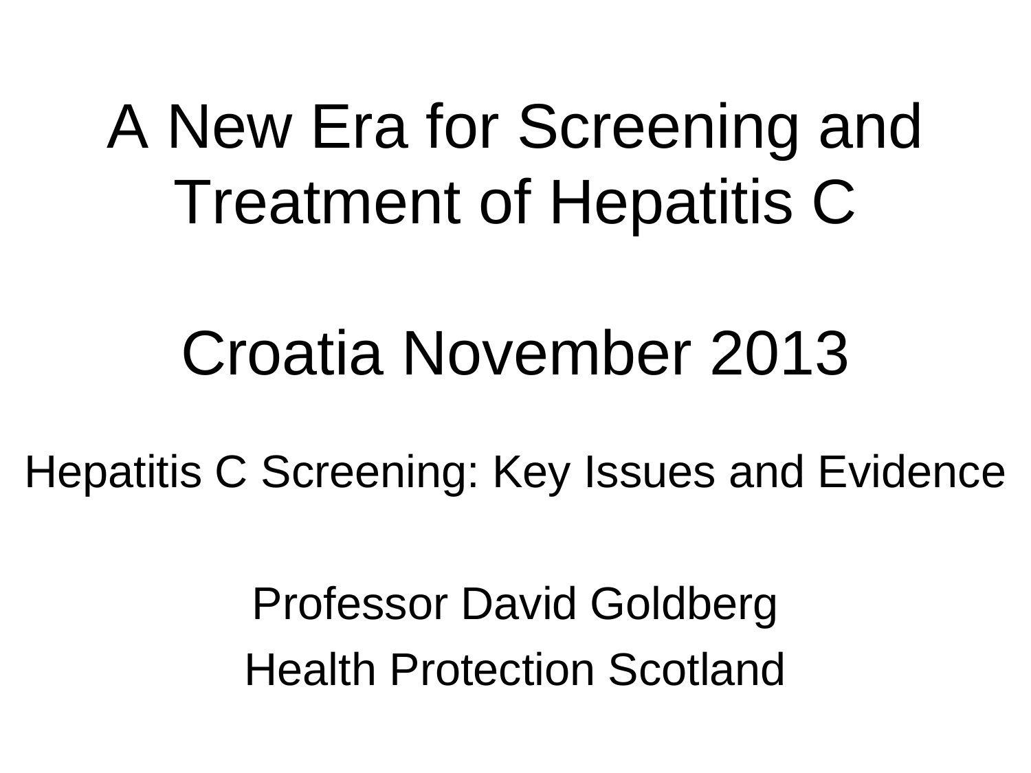# A New Era for Screening and Treatment of Hepatitis C

## Croatia November 2013

### Hepatitis C Screening: Key Issues and Evidence

Professor David Goldberg

Health Protection Scotland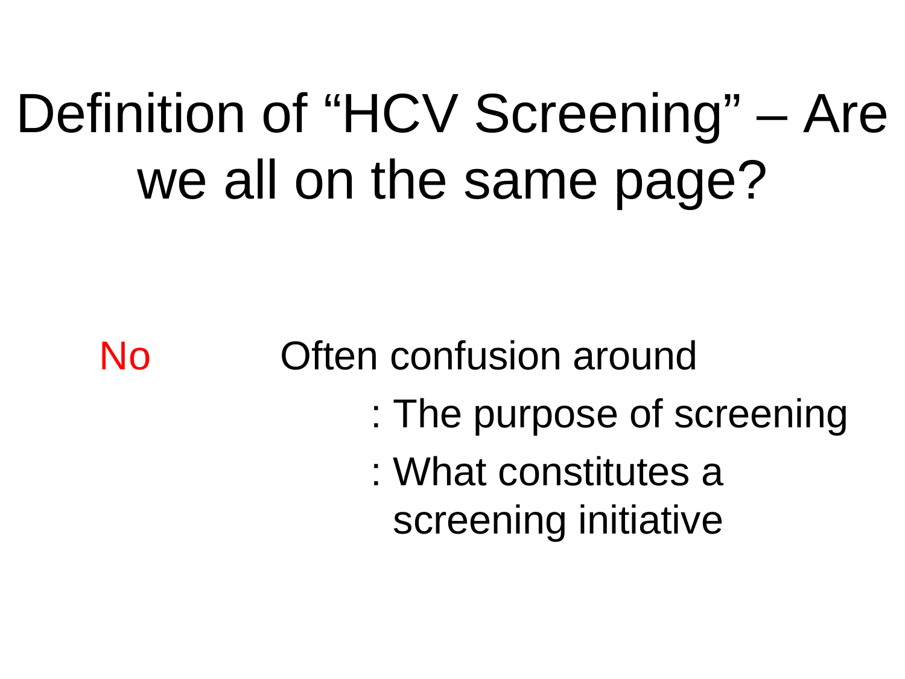# Definition of "HCV Screening" – Are we all on the same page?

No Often confusion around

: The purpose of screening

: What constitutes a screening initiative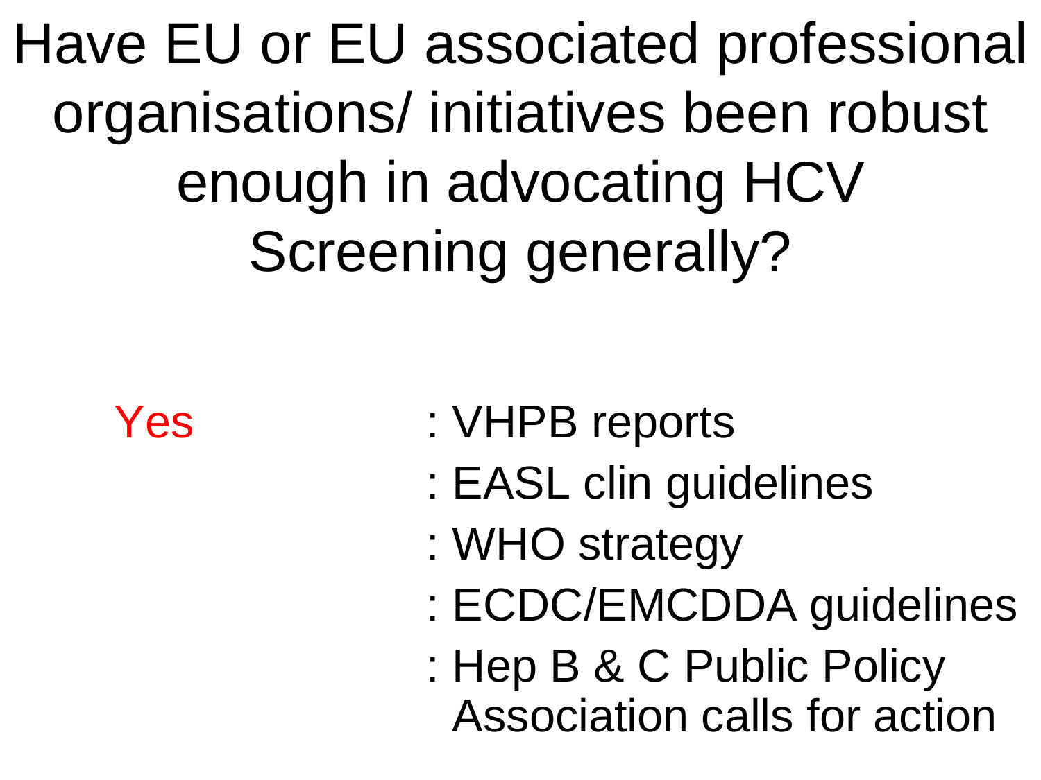# Have EU or EU associated professional organisations/ initiatives been robust enough in advocating HCV Screening generally?

Yes

: VHPB reports

: EASL clin guidelines

: WHO strategy

: ECDC/EMCDDA guidelines

: Hep B & C Public Policy Association calls for action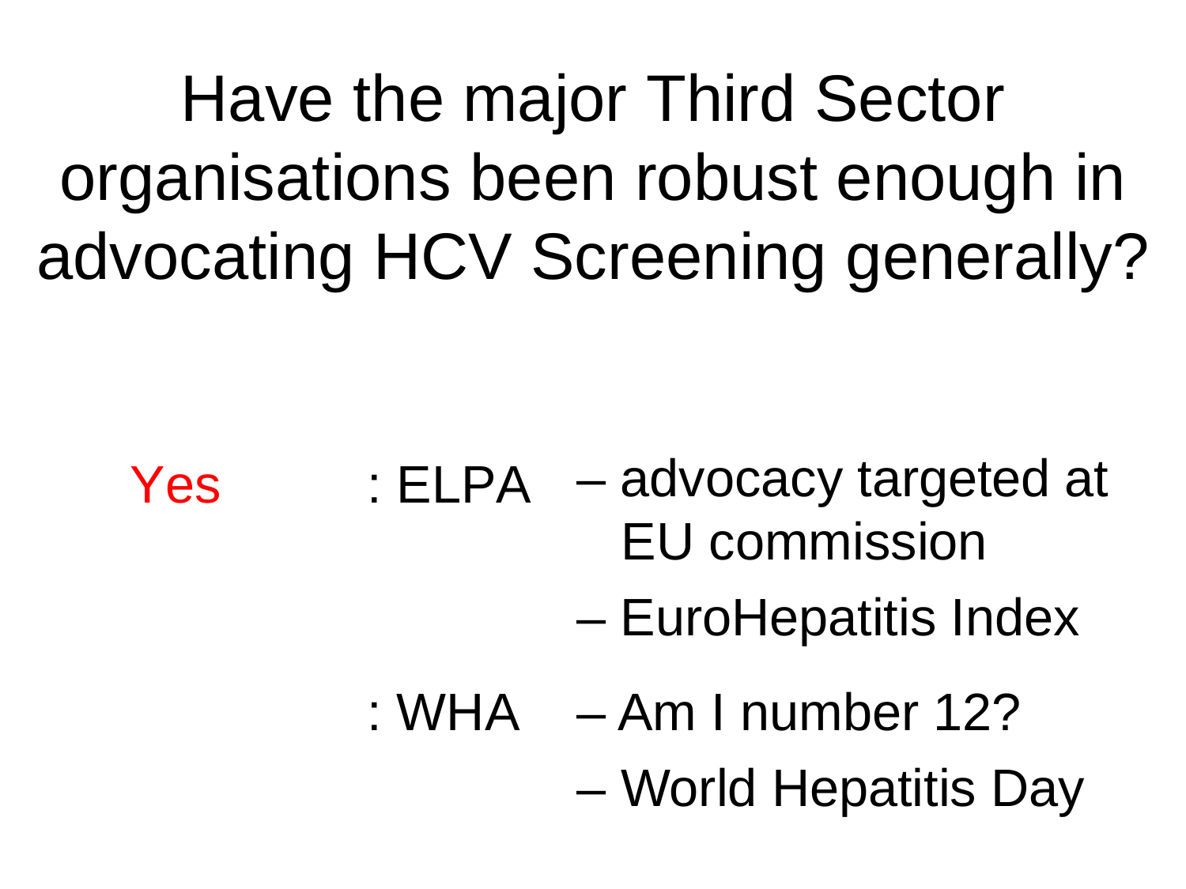# Have the major Third Sector organisations been robust enough in advocating HCV Screening generally?

Yes : ELPA
- advocacy targeted at EU commission
- EuroHepatitis Index

: WHA
- Am I number 12?
- World Hepatitis Day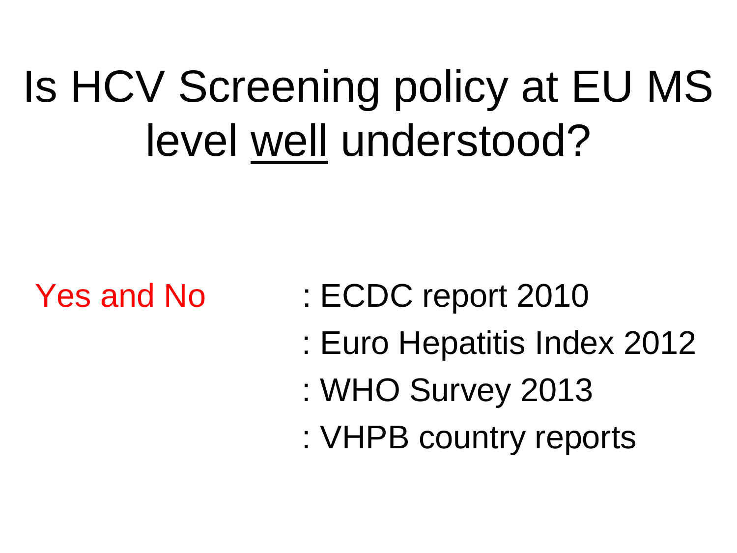# Is HCV Screening policy at EU MS level <u>well</u> understood?

Yes and No

: ECDC report 2010

: Euro Hepatitis Index 2012

: WHO Survey 2013

: VHPB country reports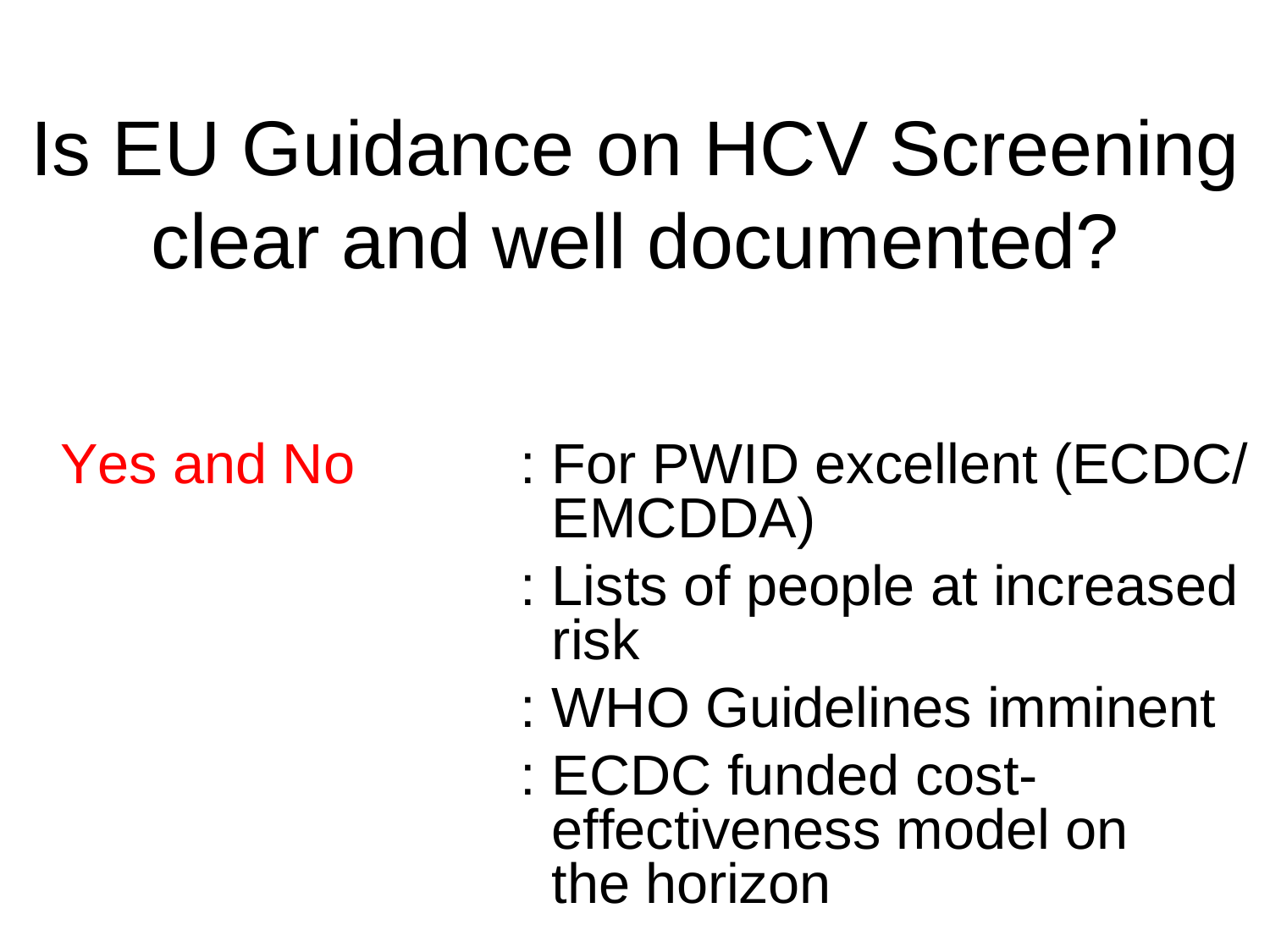# Is EU Guidance on HCV Screening clear and well documented?

Yes and No

- : For PWID excellent (ECDC/ EMCDDA)
- : Lists of people at increased risk
- : WHO Guidelines imminent
- : ECDC funded cost-effectiveness model on the horizon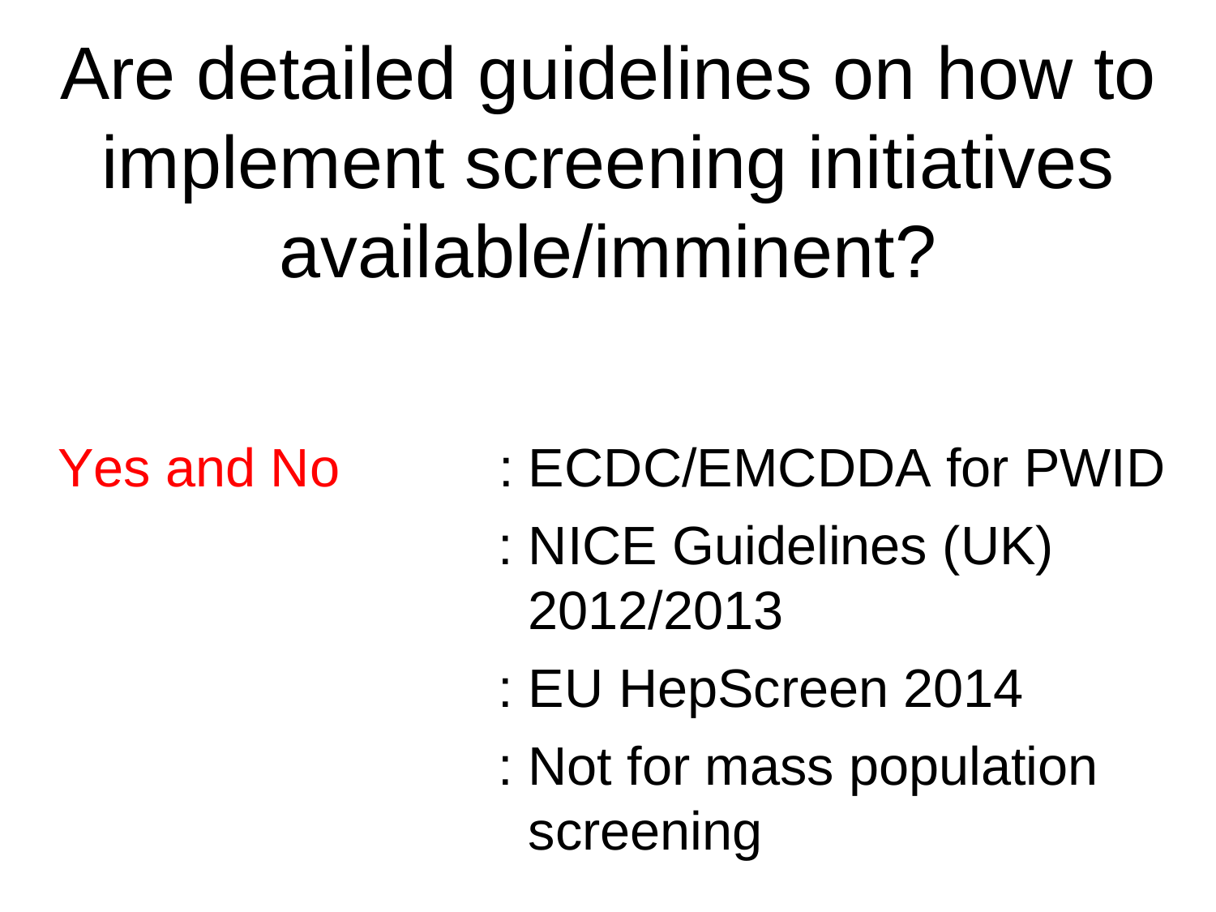# Are detailed guidelines on how to implement screening initiatives available/imminent?

Yes and No

- : ECDC/EMCDDA for PWID
- : NICE Guidelines (UK) 2012/2013
- : EU HepScreen 2014
- : Not for mass population screening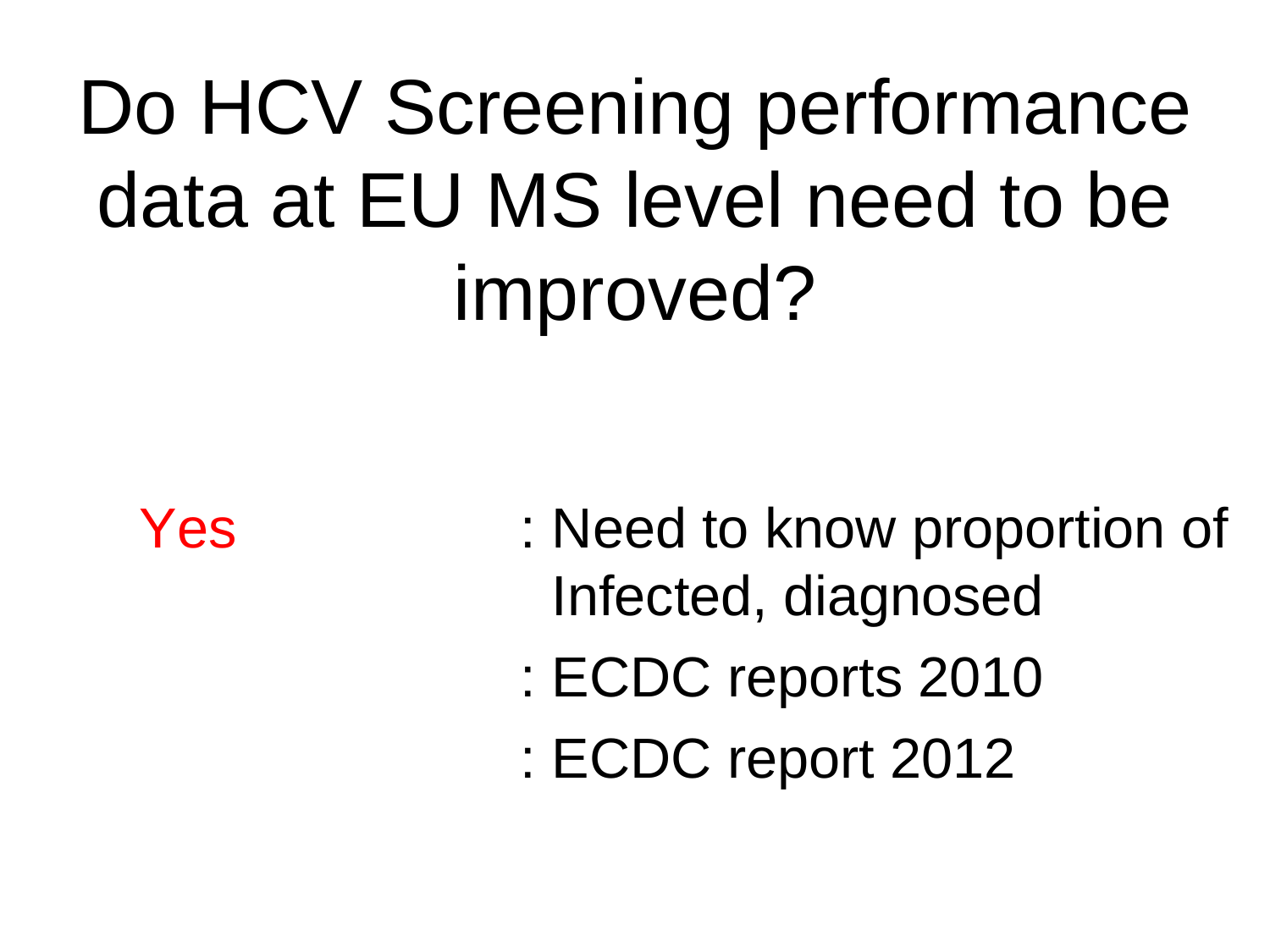# Do HCV Screening performance data at EU MS level need to be improved?

Yes : Need to know proportion of Infected, diagnosed

: ECDC reports 2010

: ECDC report 2012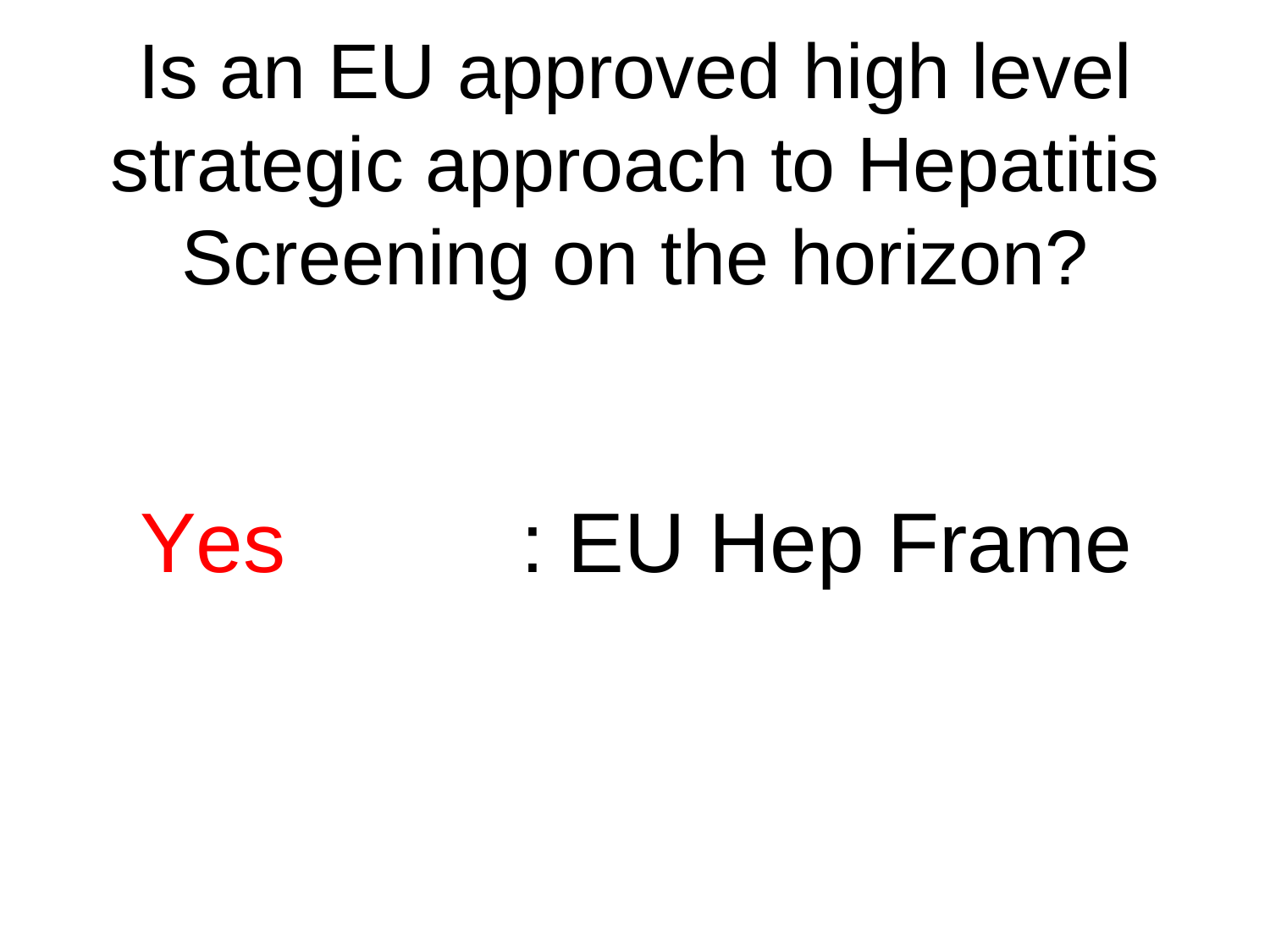# Is an EU approved high level strategic approach to Hepatitis Screening on the horizon?

Yes : EU Hep Frame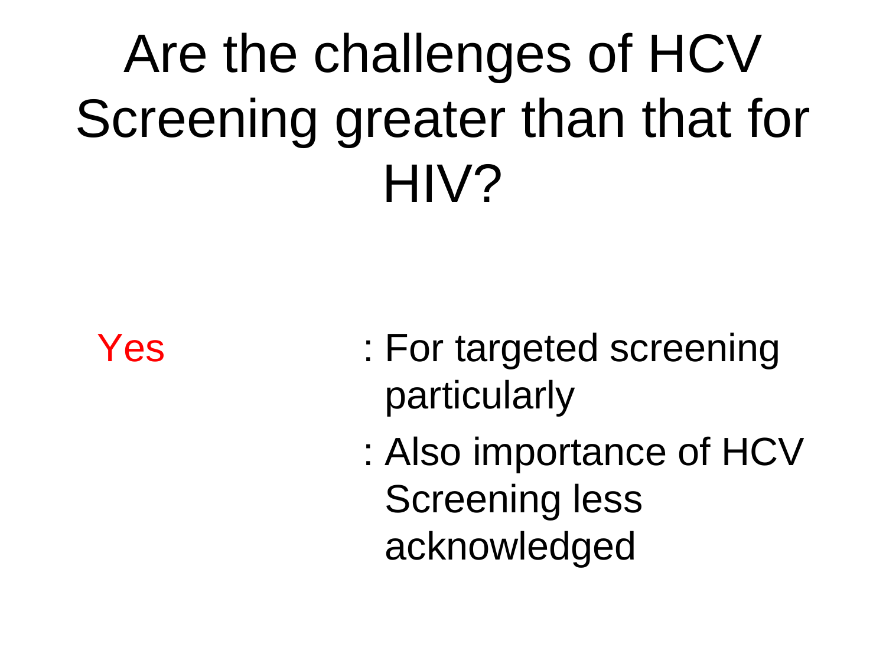# Are the challenges of HCV Screening greater than that for HIV?

Yes

: For targeted screening particularly

: Also importance of HCV Screening less acknowledged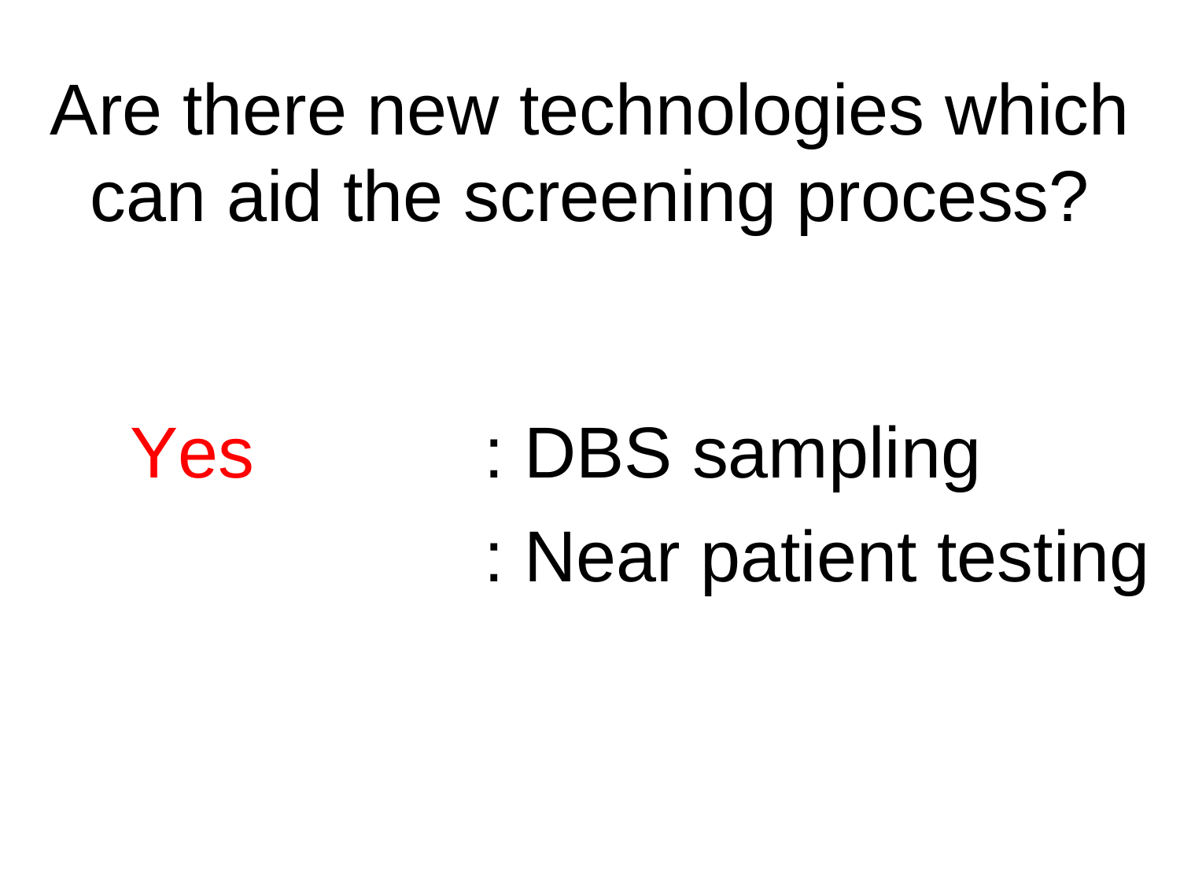# Are there new technologies which can aid the screening process?

Yes : DBS sampling

: Near patient testing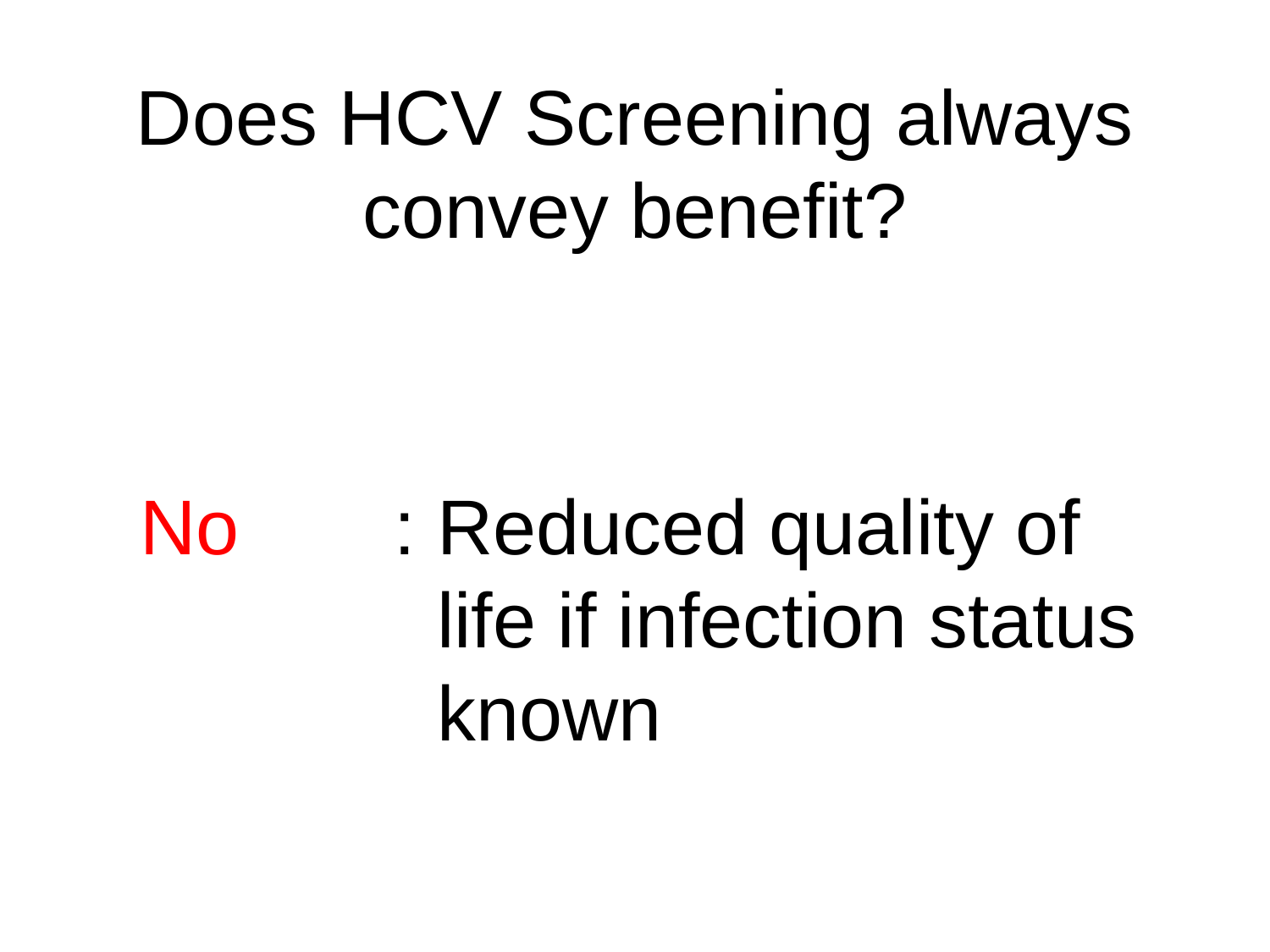# Does HCV Screening always convey benefit?

No : Reduced quality of life if infection status known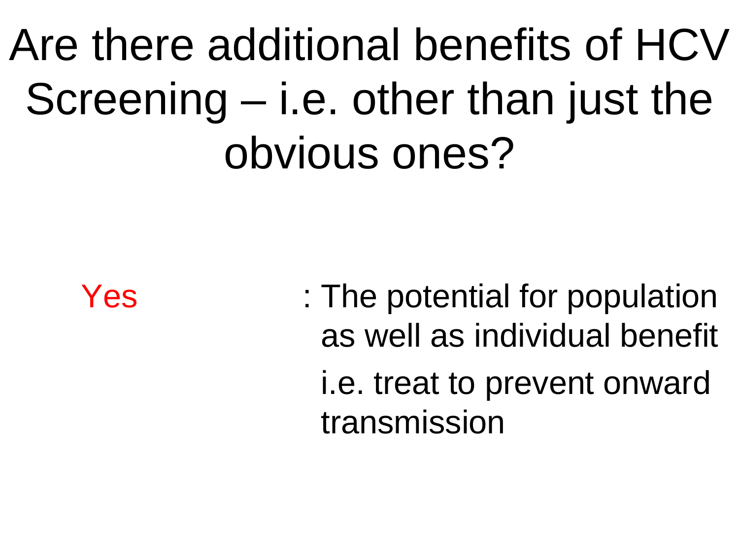# Are there additional benefits of HCV Screening – i.e. other than just the obvious ones?

Yes : The potential for population as well as individual benefit

i.e. treat to prevent onward transmission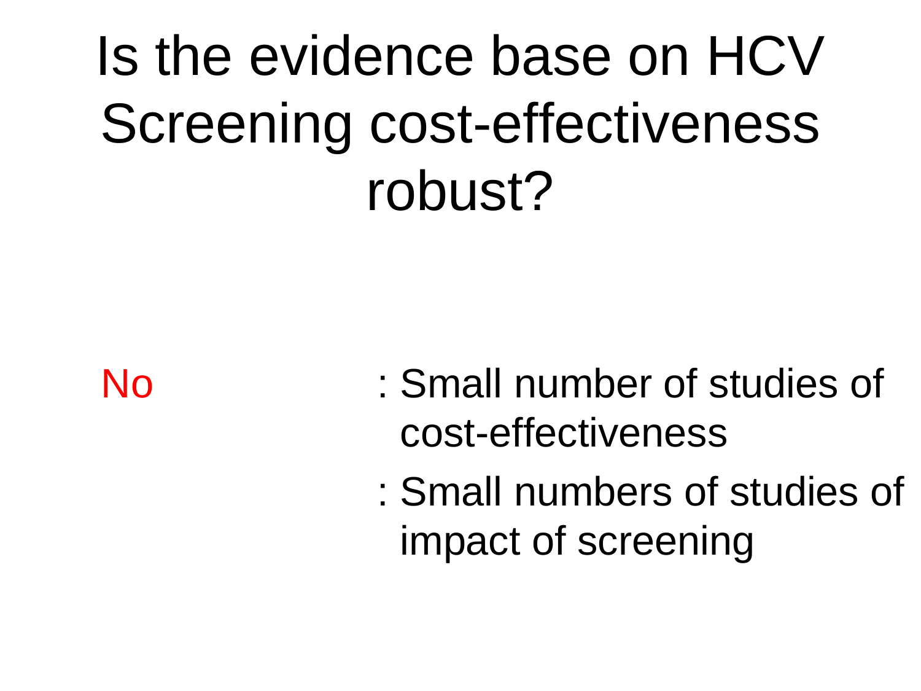# Is the evidence base on HCV Screening cost-effectiveness robust?

No : Small number of studies of cost-effectiveness

: Small numbers of studies of impact of screening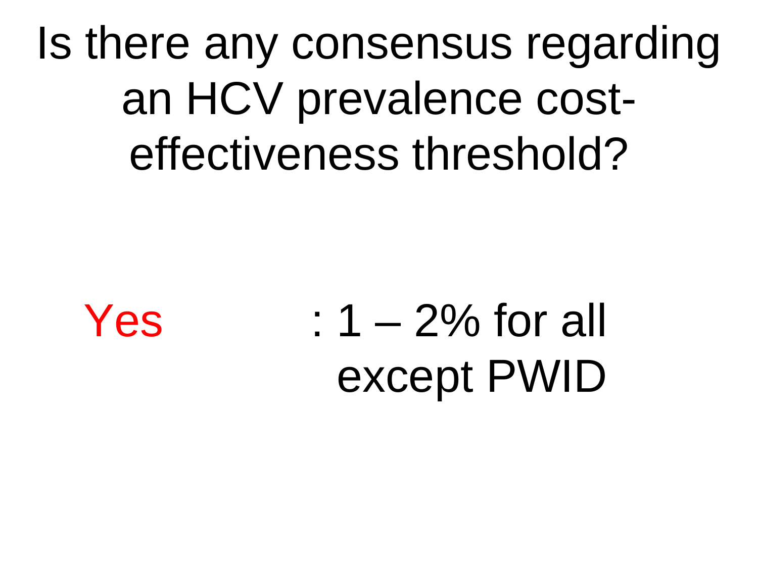# Is there any consensus regarding an HCV prevalence cost-effectiveness threshold?

Yes : 1 – 2% for all except PWID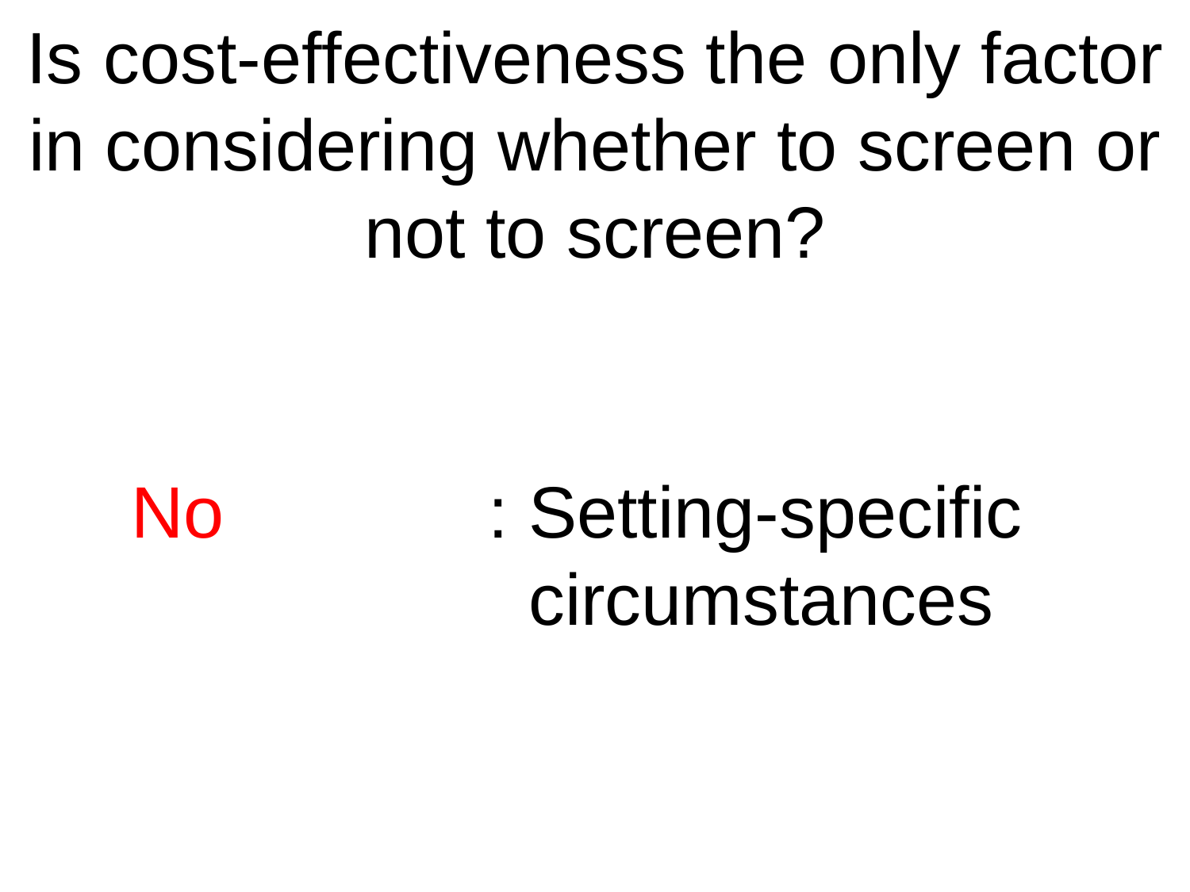# Is cost-effectiveness the only factor in considering whether to screen or not to screen?

No : Setting-specific circumstances